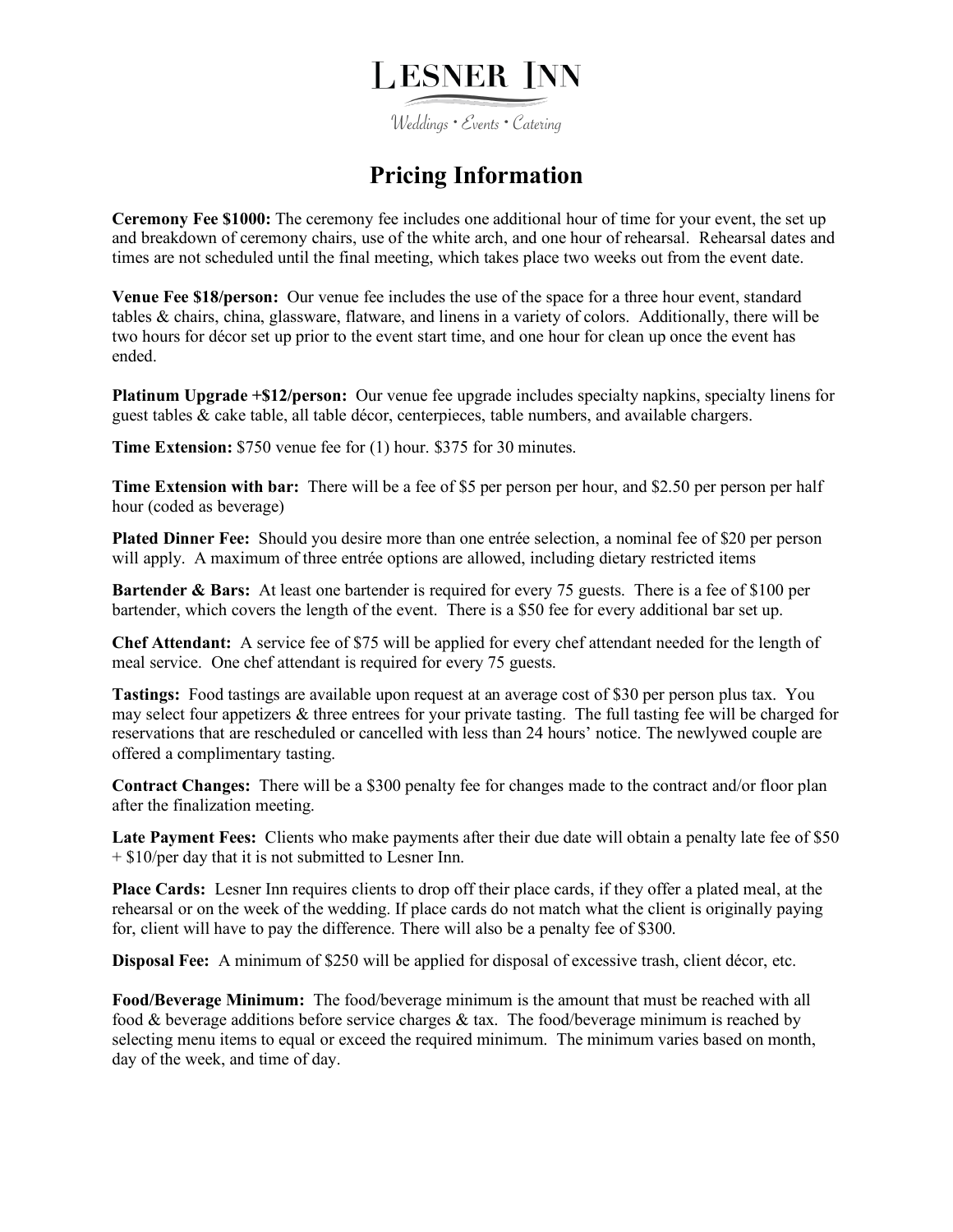# Lesner Inn

*Weddings • Events • Catering*

## Pricing Information

**Ceremony Fee $1000:** The ceremony fee includes one additional hour of time for your event, the set up and breakdown of ceremony chairs, use of the white arch, and one hour of rehearsal. Rehearsal dates and times are not scheduled until the final meeting, which takes place two weeks out from the event date.

**Venue Fee $18/person:** Our venue fee includes the use of the space for a three hour event, standard tables & chairs, china, glassware, flatware, and linens in a variety of colors. Additionally, there will be two hours for décor set up prior to the event start time, and one hour for clean up once the event has ended.

**Platinum Upgrade +$12/person:** Our venue fee upgrade includes specialty napkins, specialty linens for guest tables & cake table, all table décor, centerpieces, table numbers, and available chargers.

**Time Extension:** $750 venue fee for (1) hour. $375 for 30 minutes.

**Time Extension with bar:** There will be a fee of $5 per person per hour, and $2.50 per person per half hour (coded as beverage)

**Plated Dinner Fee:** Should you desire more than one entrée selection, a nominal fee of $20 per person will apply. A maximum of three entrée options are allowed, including dietary restricted items

**Bartender & Bars:** At least one bartender is required for every 75 guests. There is a fee of $100 per bartender, which covers the length of the event. There is a $50 fee for every additional bar set up.

**Chef Attendant:** A service fee of $75 will be applied for every chef attendant needed for the length of meal service. One chef attendant is required for every 75 guests.

**Tastings:** Food tastings are available upon request at an average cost of $30 per person plus tax. You may select four appetizers & three entrees for your private tasting. The full tasting fee will be charged for reservations that are rescheduled or cancelled with less than 24 hours' notice. The newlywed couple are offered a complimentary tasting.

**Contract Changes:** There will be a $300 penalty fee for changes made to the contract and/or floor plan after the finalization meeting.

**Late Payment Fees:** Clients who make payments after their due date will obtain a penalty late fee of $50 + $10/per day that it is not submitted to Lesner Inn.

**Place Cards:** Lesner Inn requires clients to drop off their place cards, if they offer a plated meal, at the rehearsal or on the week of the wedding. If place cards do not match what the client is originally paying for, client will have to pay the difference. There will also be a penalty fee of $300.

**Disposal Fee:** A minimum of $250 will be applied for disposal of excessive trash, client décor, etc.

**Food/Beverage Minimum:** The food/beverage minimum is the amount that must be reached with all food & beverage additions before service charges & tax. The food/beverage minimum is reached by selecting menu items to equal or exceed the required minimum. The minimum varies based on month, day of the week, and time of day.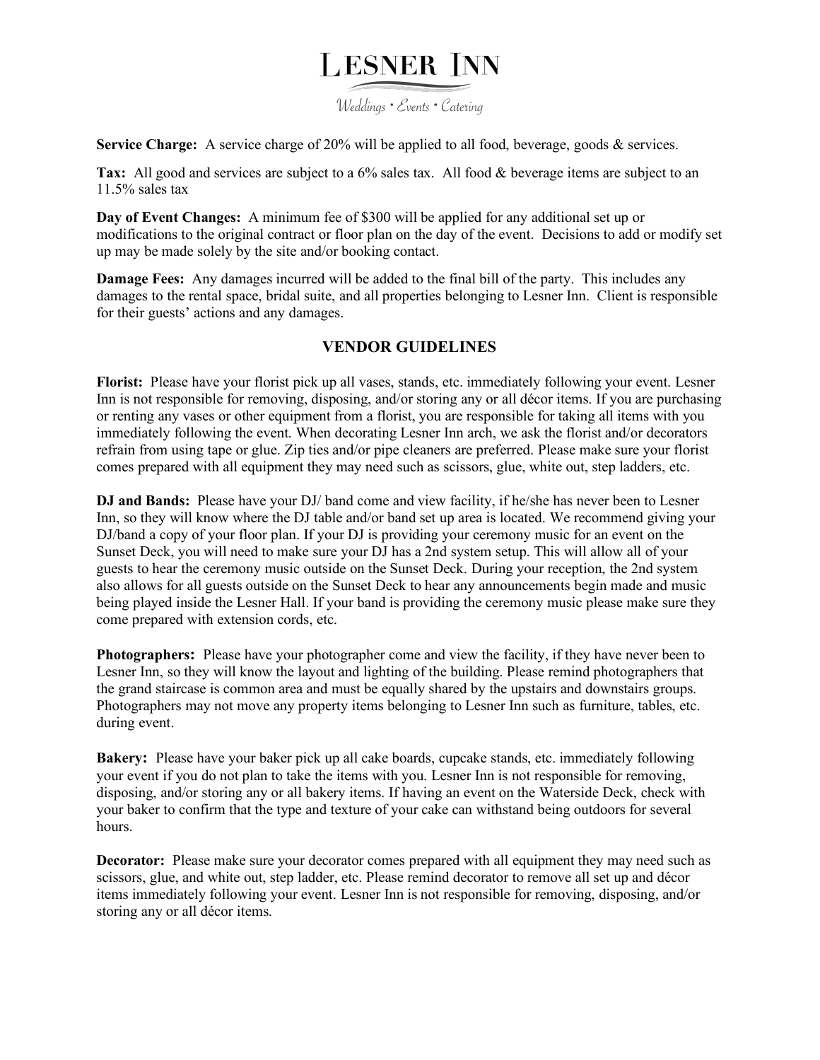# Lesner Inn

*Weddings • Events • Catering*

**Service Charge:** A service charge of 20% will be applied to all food, beverage, goods & services.

**Tax:** All good and services are subject to a 6% sales tax. All food & beverage items are subject to an 11.5% sales tax

**Day of Event Changes:** A minimum fee of $300 will be applied for any additional set up or modifications to the original contract or floor plan on the day of the event. Decisions to add or modify set up may be made solely by the site and/or booking contact.

**Damage Fees:** Any damages incurred will be added to the final bill of the party. This includes any damages to the rental space, bridal suite, and all properties belonging to Lesner Inn. Client is responsible for their guests' actions and any damages.

## VENDOR GUIDELINES

**Florist:** Please have your florist pick up all vases, stands, etc. immediately following your event. Lesner Inn is not responsible for removing, disposing, and/or storing any or all décor items. If you are purchasing or renting any vases or other equipment from a florist, you are responsible for taking all items with you immediately following the event. When decorating Lesner Inn arch, we ask the florist and/or decorators refrain from using tape or glue. Zip ties and/or pipe cleaners are preferred. Please make sure your florist comes prepared with all equipment they may need such as scissors, glue, white out, step ladders, etc.

**DJ and Bands:** Please have your DJ/ band come and view facility, if he/she has never been to Lesner Inn, so they will know where the DJ table and/or band set up area is located. We recommend giving your DJ/band a copy of your floor plan. If your DJ is providing your ceremony music for an event on the Sunset Deck, you will need to make sure your DJ has a 2nd system setup. This will allow all of your guests to hear the ceremony music outside on the Sunset Deck. During your reception, the 2nd system also allows for all guests outside on the Sunset Deck to hear any announcements begin made and music being played inside the Lesner Hall. If your band is providing the ceremony music please make sure they come prepared with extension cords, etc.

**Photographers:** Please have your photographer come and view the facility, if they have never been to Lesner Inn, so they will know the layout and lighting of the building. Please remind photographers that the grand staircase is common area and must be equally shared by the upstairs and downstairs groups. Photographers may not move any property items belonging to Lesner Inn such as furniture, tables, etc. during event.

**Bakery:** Please have your baker pick up all cake boards, cupcake stands, etc. immediately following your event if you do not plan to take the items with you. Lesner Inn is not responsible for removing, disposing, and/or storing any or all bakery items. If having an event on the Waterside Deck, check with your baker to confirm that the type and texture of your cake can withstand being outdoors for several hours.

**Decorator:** Please make sure your decorator comes prepared with all equipment they may need such as scissors, glue, and white out, step ladder, etc. Please remind decorator to remove all set up and décor items immediately following your event. Lesner Inn is not responsible for removing, disposing, and/or storing any or all décor items.